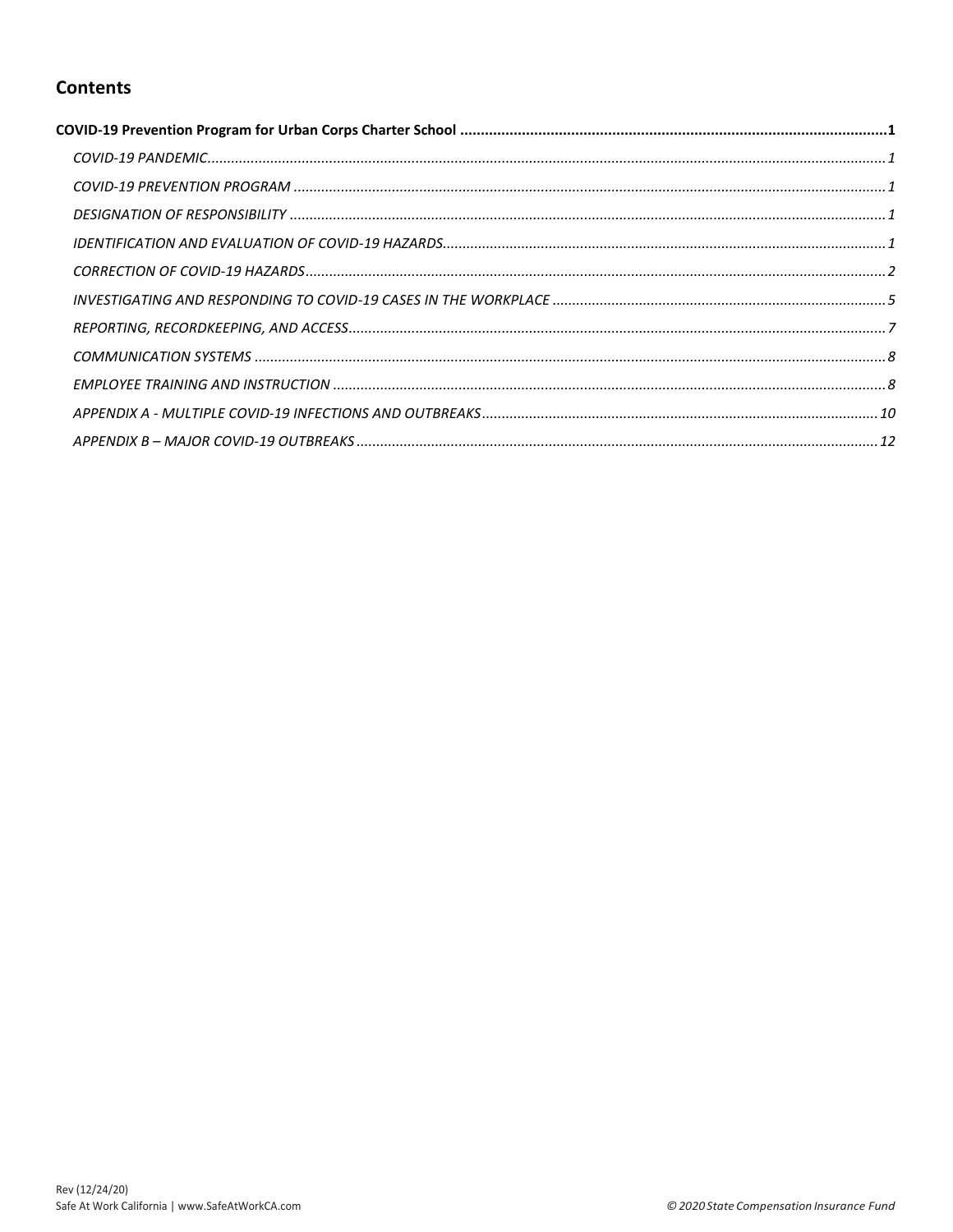## Contents

**COVID-19 Prevention Program for Urban Corps Charter School** ........ **1**

- *COVID-19 PANDEMIC* ........ *1*
- *COVID-19 PREVENTION PROGRAM* ........ *1*
- *DESIGNATION OF RESPONSIBILITY* ........ *1*
- *IDENTIFICATION AND EVALUATION OF COVID-19 HAZARDS* ........ *1*
- *CORRECTION OF COVID-19 HAZARDS* ........ *2*
- *INVESTIGATING AND RESPONDING TO COVID-19 CASES IN THE WORKPLACE* ........ *5*
- *REPORTING, RECORDKEEPING, AND ACCESS* ........ *7*
- *COMMUNICATION SYSTEMS* ........ *8*
- *EMPLOYEE TRAINING AND INSTRUCTION* ........ *8*
- *APPENDIX A - MULTIPLE COVID-19 INFECTIONS AND OUTBREAKS* ........ *10*
- *APPENDIX B – MAJOR COVID-19 OUTBREAKS* ........ *12*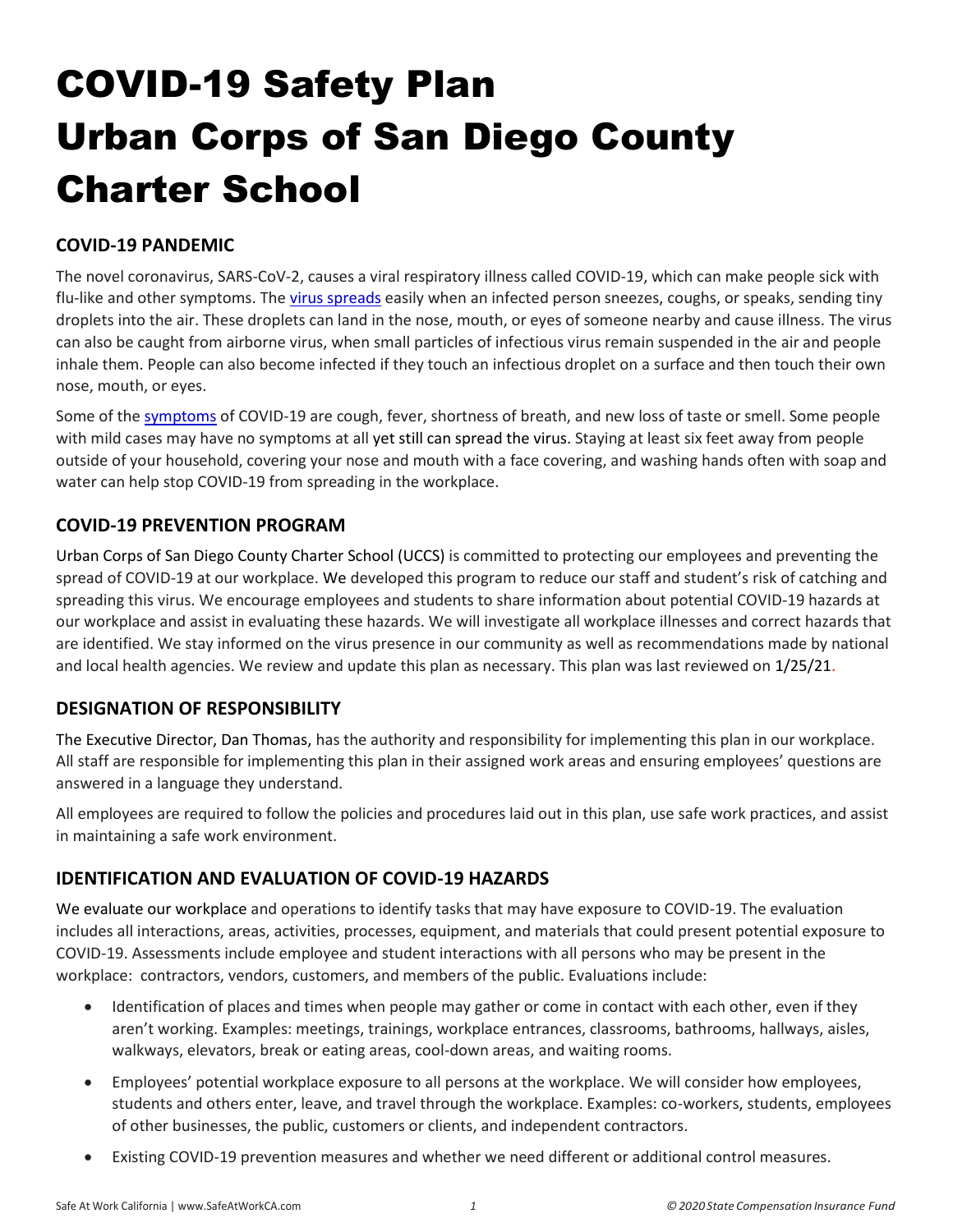# COVID-19 Safety Plan
# Urban Corps of San Diego County Charter School

## COVID-19 PANDEMIC

The novel coronavirus, SARS-CoV-2, causes a viral respiratory illness called COVID-19, which can make people sick with flu-like and other symptoms. The virus spreads easily when an infected person sneezes, coughs, or speaks, sending tiny droplets into the air. These droplets can land in the nose, mouth, or eyes of someone nearby and cause illness. The virus can also be caught from airborne virus, when small particles of infectious virus remain suspended in the air and people inhale them. People can also become infected if they touch an infectious droplet on a surface and then touch their own nose, mouth, or eyes.

Some of the symptoms of COVID-19 are cough, fever, shortness of breath, and new loss of taste or smell. Some people with mild cases may have no symptoms at all yet still can spread the virus. Staying at least six feet away from people outside of your household, covering your nose and mouth with a face covering, and washing hands often with soap and water can help stop COVID-19 from spreading in the workplace.

## COVID-19 PREVENTION PROGRAM

Urban Corps of San Diego County Charter School (UCCS) is committed to protecting our employees and preventing the spread of COVID-19 at our workplace. We developed this program to reduce our staff and student's risk of catching and spreading this virus. We encourage employees and students to share information about potential COVID-19 hazards at our workplace and assist in evaluating these hazards. We will investigate all workplace illnesses and correct hazards that are identified. We stay informed on the virus presence in our community as well as recommendations made by national and local health agencies. We review and update this plan as necessary. This plan was last reviewed on 1/25/21.

## DESIGNATION OF RESPONSIBILITY

The Executive Director, Dan Thomas, has the authority and responsibility for implementing this plan in our workplace. All staff are responsible for implementing this plan in their assigned work areas and ensuring employees' questions are answered in a language they understand.

All employees are required to follow the policies and procedures laid out in this plan, use safe work practices, and assist in maintaining a safe work environment.

## IDENTIFICATION AND EVALUATION OF COVID-19 HAZARDS

We evaluate our workplace and operations to identify tasks that may have exposure to COVID-19. The evaluation includes all interactions, areas, activities, processes, equipment, and materials that could present potential exposure to COVID-19. Assessments include employee and student interactions with all persons who may be present in the workplace: contractors, vendors, customers, and members of the public. Evaluations include:

- Identification of places and times when people may gather or come in contact with each other, even if they aren't working. Examples: meetings, trainings, workplace entrances, classrooms, bathrooms, hallways, aisles, walkways, elevators, break or eating areas, cool-down areas, and waiting rooms.
- Employees' potential workplace exposure to all persons at the workplace. We will consider how employees, students and others enter, leave, and travel through the workplace. Examples: co-workers, students, employees of other businesses, the public, customers or clients, and independent contractors.
- Existing COVID-19 prevention measures and whether we need different or additional control measures.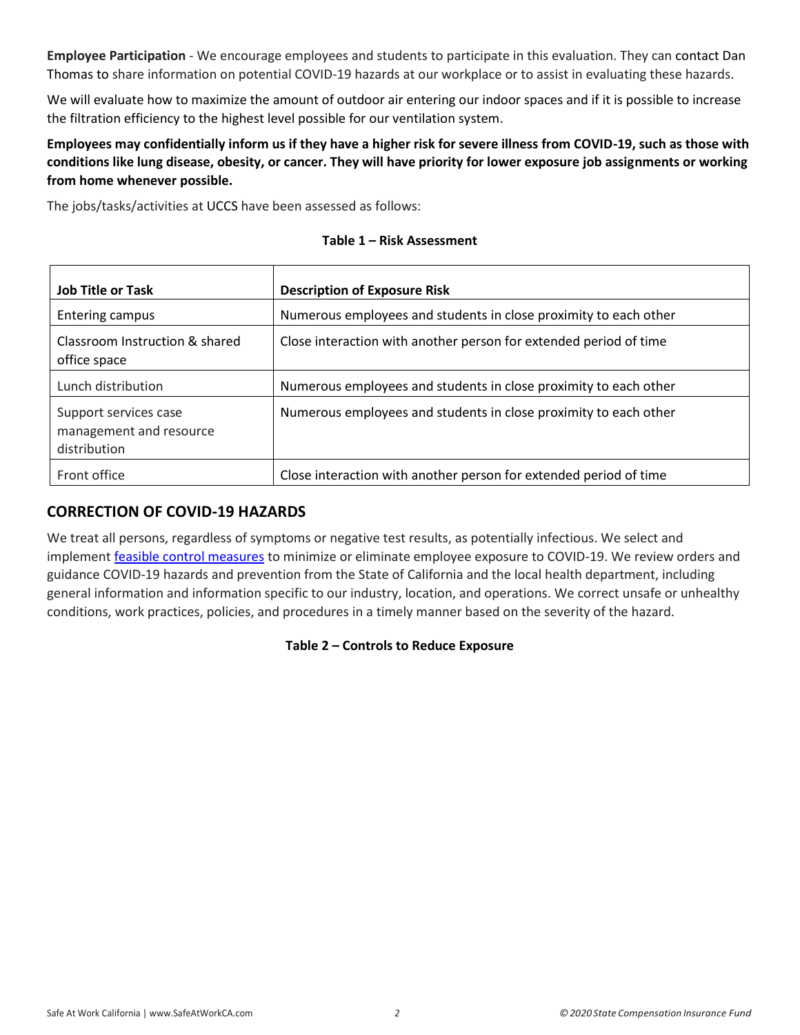**Employee Participation** - We encourage employees and students to participate in this evaluation. They can contact Dan Thomas to share information on potential COVID-19 hazards at our workplace or to assist in evaluating these hazards.

We will evaluate how to maximize the amount of outdoor air entering our indoor spaces and if it is possible to increase the filtration efficiency to the highest level possible for our ventilation system.

**Employees may confidentially inform us if they have a higher risk for severe illness from COVID-19, such as those with conditions like lung disease, obesity, or cancer. They will have priority for lower exposure job assignments or working from home whenever possible.**

The jobs/tasks/activities at UCCS have been assessed as follows:

**Table 1 – Risk Assessment**

| Job Title or Task | Description of Exposure Risk |
|---|---|
| Entering campus | Numerous employees and students in close proximity to each other |
| Classroom Instruction & shared office space | Close interaction with another person for extended period of time |
| Lunch distribution | Numerous employees and students in close proximity to each other |
| Support services case management and resource distribution | Numerous employees and students in close proximity to each other |
| Front office | Close interaction with another person for extended period of time |

## CORRECTION OF COVID-19 HAZARDS

We treat all persons, regardless of symptoms or negative test results, as potentially infectious. We select and implement feasible control measures to minimize or eliminate employee exposure to COVID-19. We review orders and guidance COVID-19 hazards and prevention from the State of California and the local health department, including general information and information specific to our industry, location, and operations. We correct unsafe or unhealthy conditions, work practices, policies, and procedures in a timely manner based on the severity of the hazard.

**Table 2 – Controls to Reduce Exposure**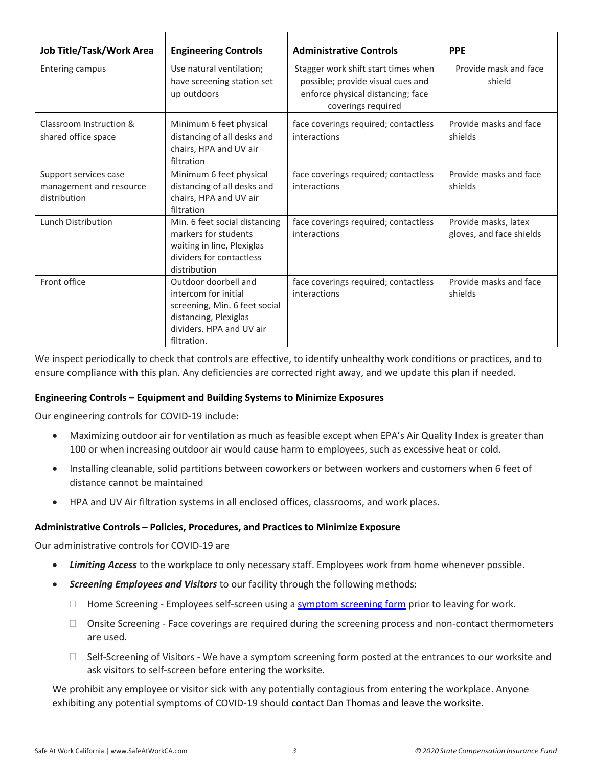| Job Title/Task/Work Area | Engineering Controls | Administrative Controls | PPE |
|---|---|---|---|
| Entering campus | Use natural ventilation; have screening station set up outdoors | Stagger work shift start times when possible; provide visual cues and enforce physical distancing; face coverings required | Provide mask and face shield |
| Classroom Instruction & shared office space | Minimum 6 feet physical distancing of all desks and chairs, HPA and UV air filtration | face coverings required; contactless interactions | Provide masks and face shields |
| Support services case management and resource distribution | Minimum 6 feet physical distancing of all desks and chairs, HPA and UV air filtration | face coverings required; contactless interactions | Provide masks and face shields |
| Lunch Distribution | Min. 6 feet social distancing markers for students waiting in line, Plexiglas dividers for contactless distribution | face coverings required; contactless interactions | Provide masks, latex gloves, and face shields |
| Front office | Outdoor doorbell and intercom for initial screening, Min. 6 feet social distancing, Plexiglas dividers. HPA and UV air filtration. | face coverings required; contactless interactions | Provide masks and face shields |

We inspect periodically to check that controls are effective, to identify unhealthy work conditions or practices, and to ensure compliance with this plan. Any deficiencies are corrected right away, and we update this plan if needed.

**Engineering Controls – Equipment and Building Systems to Minimize Exposures**

Our engineering controls for COVID-19 include:

- Maximizing outdoor air for ventilation as much as feasible except when EPA's Air Quality Index is greater than 100 or when increasing outdoor air would cause harm to employees, such as excessive heat or cold.
- Installing cleanable, solid partitions between coworkers or between workers and customers when 6 feet of distance cannot be maintained
- HPA and UV Air filtration systems in all enclosed offices, classrooms, and work places.

**Administrative Controls – Policies, Procedures, and Practices to Minimize Exposure**

Our administrative controls for COVID-19 are

- ***Limiting Access*** to the workplace to only necessary staff. Employees work from home whenever possible.
- ***Screening Employees and Visitors*** to our facility through the following methods:
  - Home Screening - Employees self-screen using a symptom screening form prior to leaving for work.
  - Onsite Screening - Face coverings are required during the screening process and non-contact thermometers are used.
  - Self-Screening of Visitors - We have a symptom screening form posted at the entrances to our worksite and ask visitors to self-screen before entering the worksite.

We prohibit any employee or visitor sick with any potentially contagious from entering the workplace. Anyone exhibiting any potential symptoms of COVID-19 should contact Dan Thomas and leave the worksite.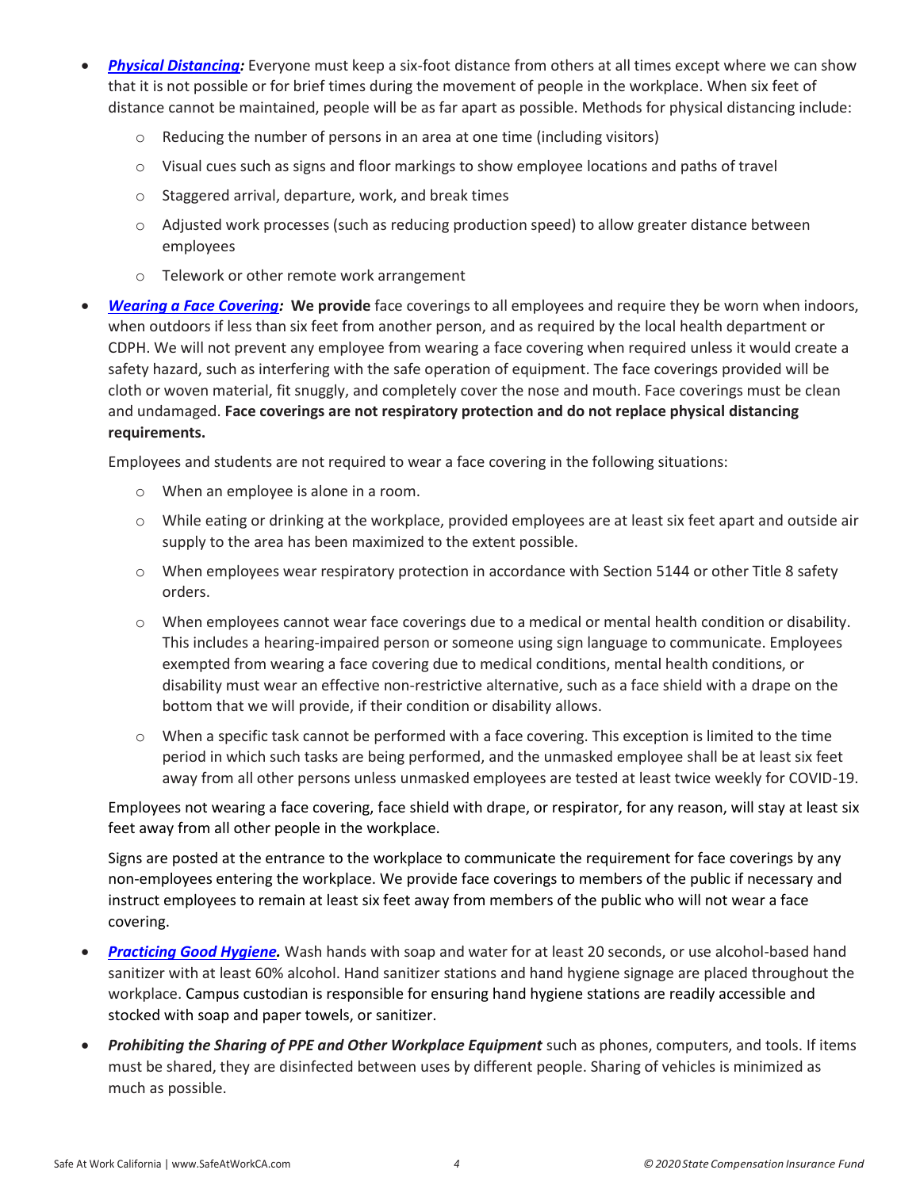- ***Physical Distancing:*** Everyone must keep a six-foot distance from others at all times except where we can show that it is not possible or for brief times during the movement of people in the workplace. When six feet of distance cannot be maintained, people will be as far apart as possible. Methods for physical distancing include:
    - Reducing the number of persons in an area at one time (including visitors)
    - Visual cues such as signs and floor markings to show employee locations and paths of travel
    - Staggered arrival, departure, work, and break times
    - Adjusted work processes (such as reducing production speed) to allow greater distance between employees
    - Telework or other remote work arrangement
- ***Wearing a Face Covering:*** **We provide** face coverings to all employees and require they be worn when indoors, when outdoors if less than six feet from another person, and as required by the local health department or CDPH. We will not prevent any employee from wearing a face covering when required unless it would create a safety hazard, such as interfering with the safe operation of equipment. The face coverings provided will be cloth or woven material, fit snuggly, and completely cover the nose and mouth. Face coverings must be clean and undamaged. **Face coverings are not respiratory protection and do not replace physical distancing requirements.**

  Employees and students are not required to wear a face covering in the following situations:

    - When an employee is alone in a room.
    - While eating or drinking at the workplace, provided employees are at least six feet apart and outside air supply to the area has been maximized to the extent possible.
    - When employees wear respiratory protection in accordance with Section 5144 or other Title 8 safety orders.
    - When employees cannot wear face coverings due to a medical or mental health condition or disability. This includes a hearing-impaired person or someone using sign language to communicate. Employees exempted from wearing a face covering due to medical conditions, mental health conditions, or disability must wear an effective non-restrictive alternative, such as a face shield with a drape on the bottom that we will provide, if their condition or disability allows.
    - When a specific task cannot be performed with a face covering. This exception is limited to the time period in which such tasks are being performed, and the unmasked employee shall be at least six feet away from all other persons unless unmasked employees are tested at least twice weekly for COVID-19.

  Employees not wearing a face covering, face shield with drape, or respirator, for any reason, will stay at least six feet away from all other people in the workplace.

  Signs are posted at the entrance to the workplace to communicate the requirement for face coverings by any non-employees entering the workplace. We provide face coverings to members of the public if necessary and instruct employees to remain at least six feet away from members of the public who will not wear a face covering.
- ***Practicing Good Hygiene.*** Wash hands with soap and water for at least 20 seconds, or use alcohol-based hand sanitizer with at least 60% alcohol. Hand sanitizer stations and hand hygiene signage are placed throughout the workplace. Campus custodian is responsible for ensuring hand hygiene stations are readily accessible and stocked with soap and paper towels, or sanitizer.
- ***Prohibiting the Sharing of PPE and Other Workplace Equipment*** such as phones, computers, and tools. If items must be shared, they are disinfected between uses by different people. Sharing of vehicles is minimized as much as possible.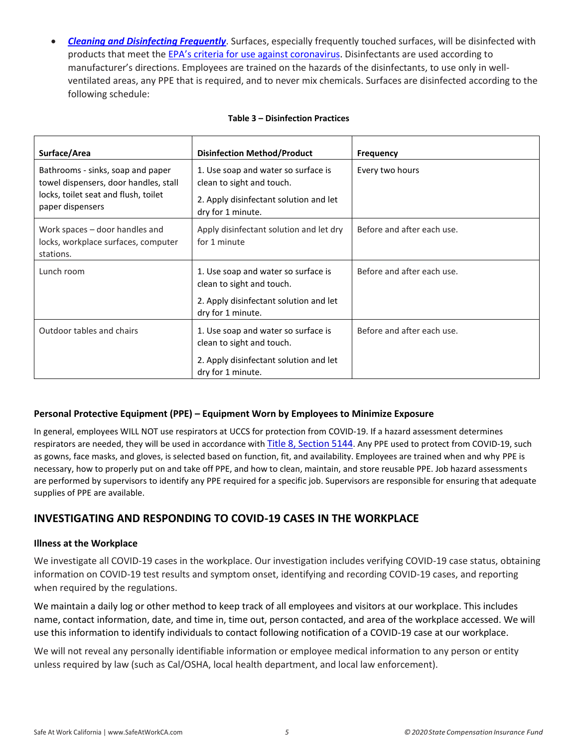- ***Cleaning and Disinfecting Frequently***. Surfaces, especially frequently touched surfaces, will be disinfected with products that meet the EPA's criteria for use against coronavirus. Disinfectants are used according to manufacturer's directions. Employees are trained on the hazards of the disinfectants, to use only in well-ventilated areas, any PPE that is required, and to never mix chemicals. Surfaces are disinfected according to the following schedule:

**Table 3 – Disinfection Practices**

| Surface/Area | Disinfection Method/Product | Frequency |
|---|---|---|
| Bathrooms - sinks, soap and paper towel dispensers, door handles, stall locks, toilet seat and flush, toilet paper dispensers | 1. Use soap and water so surface is clean to sight and touch.<br>2. Apply disinfectant solution and let dry for 1 minute. | Every two hours |
| Work spaces – door handles and locks, workplace surfaces, computer stations. | Apply disinfectant solution and let dry for 1 minute | Before and after each use. |
| Lunch room | 1. Use soap and water so surface is clean to sight and touch.<br>2. Apply disinfectant solution and let dry for 1 minute. | Before and after each use. |
| Outdoor tables and chairs | 1. Use soap and water so surface is clean to sight and touch.<br>2. Apply disinfectant solution and let dry for 1 minute. | Before and after each use. |

### Personal Protective Equipment (PPE) – Equipment Worn by Employees to Minimize Exposure

In general, employees WILL NOT use respirators at UCCS for protection from COVID-19. If a hazard assessment determines respirators are needed, they will be used in accordance with Title 8, Section 5144. Any PPE used to protect from COVID-19, such as gowns, face masks, and gloves, is selected based on function, fit, and availability. Employees are trained when and why PPE is necessary, how to properly put on and take off PPE, and how to clean, maintain, and store reusable PPE. Job hazard assessments are performed by supervisors to identify any PPE required for a specific job. Supervisors are responsible for ensuring that adequate supplies of PPE are available.

## INVESTIGATING AND RESPONDING TO COVID-19 CASES IN THE WORKPLACE

### Illness at the Workplace

We investigate all COVID-19 cases in the workplace. Our investigation includes verifying COVID-19 case status, obtaining information on COVID-19 test results and symptom onset, identifying and recording COVID-19 cases, and reporting when required by the regulations.

We maintain a daily log or other method to keep track of all employees and visitors at our workplace. This includes name, contact information, date, and time in, time out, person contacted, and area of the workplace accessed. We will use this information to identify individuals to contact following notification of a COVID-19 case at our workplace.

We will not reveal any personally identifiable information or employee medical information to any person or entity unless required by law (such as Cal/OSHA, local health department, and local law enforcement).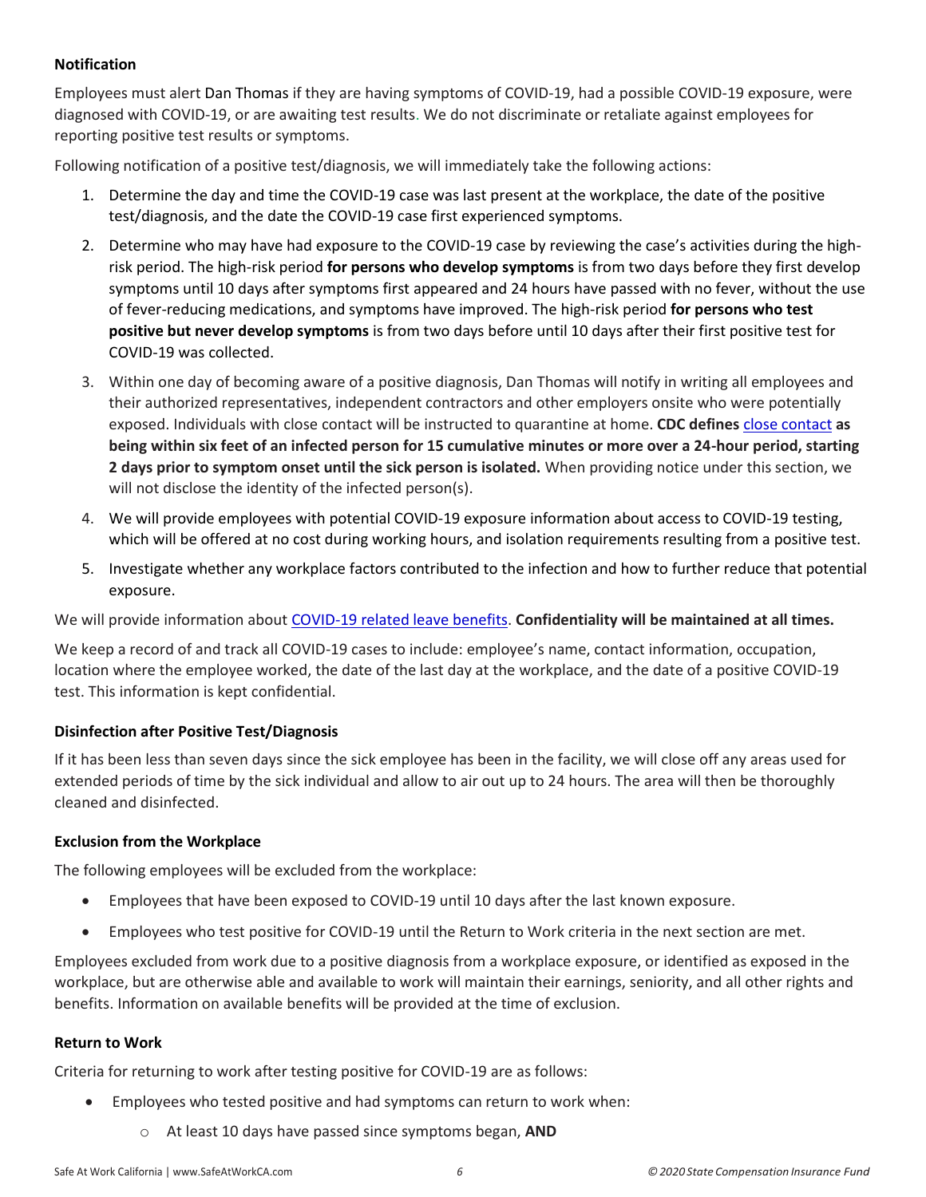### Notification

Employees must alert Dan Thomas if they are having symptoms of COVID-19, had a possible COVID-19 exposure, were diagnosed with COVID-19, or are awaiting test results. We do not discriminate or retaliate against employees for reporting positive test results or symptoms.

Following notification of a positive test/diagnosis, we will immediately take the following actions:

1. Determine the day and time the COVID-19 case was last present at the workplace, the date of the positive test/diagnosis, and the date the COVID-19 case first experienced symptoms.
2. Determine who may have had exposure to the COVID-19 case by reviewing the case's activities during the high-risk period. The high-risk period **for persons who develop symptoms** is from two days before they first develop symptoms until 10 days after symptoms first appeared and 24 hours have passed with no fever, without the use of fever-reducing medications, and symptoms have improved. The high-risk period **for persons who test positive but never develop symptoms** is from two days before until 10 days after their first positive test for COVID-19 was collected.
3. Within one day of becoming aware of a positive diagnosis, Dan Thomas will notify in writing all employees and their authorized representatives, independent contractors and other employers onsite who were potentially exposed. Individuals with close contact will be instructed to quarantine at home. **CDC defines** close contact **as being within six feet of an infected person for 15 cumulative minutes or more over a 24-hour period, starting 2 days prior to symptom onset until the sick person is isolated.** When providing notice under this section, we will not disclose the identity of the infected person(s).
4. We will provide employees with potential COVID-19 exposure information about access to COVID-19 testing, which will be offered at no cost during working hours, and isolation requirements resulting from a positive test.
5. Investigate whether any workplace factors contributed to the infection and how to further reduce that potential exposure.

We will provide information about COVID-19 related leave benefits. **Confidentiality will be maintained at all times.**

We keep a record of and track all COVID-19 cases to include: employee's name, contact information, occupation, location where the employee worked, the date of the last day at the workplace, and the date of a positive COVID-19 test. This information is kept confidential.

### Disinfection after Positive Test/Diagnosis

If it has been less than seven days since the sick employee has been in the facility, we will close off any areas used for extended periods of time by the sick individual and allow to air out up to 24 hours. The area will then be thoroughly cleaned and disinfected.

### Exclusion from the Workplace

The following employees will be excluded from the workplace:

- Employees that have been exposed to COVID-19 until 10 days after the last known exposure.
- Employees who test positive for COVID-19 until the Return to Work criteria in the next section are met.

Employees excluded from work due to a positive diagnosis from a workplace exposure, or identified as exposed in the workplace, but are otherwise able and available to work will maintain their earnings, seniority, and all other rights and benefits. Information on available benefits will be provided at the time of exclusion.

### Return to Work

Criteria for returning to work after testing positive for COVID-19 are as follows:

- Employees who tested positive and had symptoms can return to work when:
  - At least 10 days have passed since symptoms began, **AND**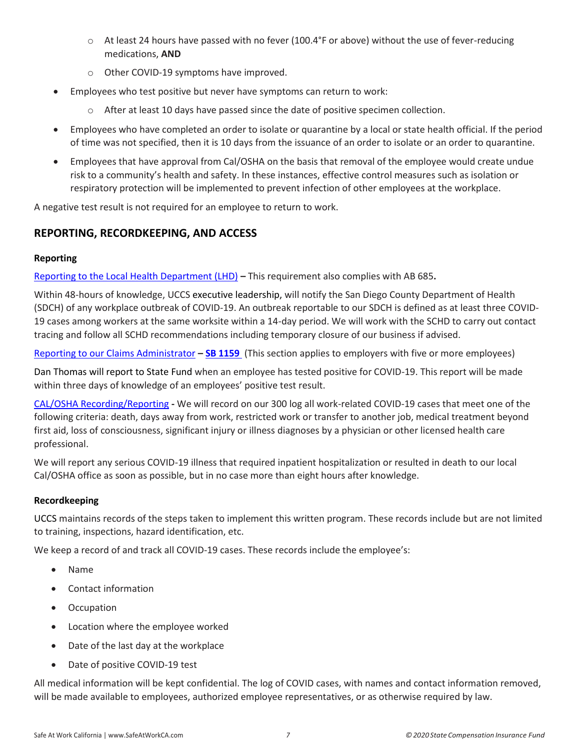- At least 24 hours have passed with no fever (100.4°F or above) without the use of fever-reducing medications, **AND**
  - Other COVID-19 symptoms have improved.
- Employees who test positive but never have symptoms can return to work:
  - After at least 10 days have passed since the date of positive specimen collection.
- Employees who have completed an order to isolate or quarantine by a local or state health official. If the period of time was not specified, then it is 10 days from the issuance of an order to isolate or an order to quarantine.
- Employees that have approval from Cal/OSHA on the basis that removal of the employee would create undue risk to a community's health and safety. In these instances, effective control measures such as isolation or respiratory protection will be implemented to prevent infection of other employees at the workplace.

A negative test result is not required for an employee to return to work.

## REPORTING, RECORDKEEPING, AND ACCESS

### Reporting

Reporting to the Local Health Department (LHD) **–** This requirement also complies with AB 685**.**

Within 48-hours of knowledge, UCCS executive leadership, will notify the San Diego County Department of Health (SDCH) of any workplace outbreak of COVID-19. An outbreak reportable to our SDCH is defined as at least three COVID-19 cases among workers at the same worksite within a 14-day period. We will work with the SCHD to carry out contact tracing and follow all SCHD recommendations including temporary closure of our business if advised.

Reporting to our Claims Administrator **– SB 1159** (This section applies to employers with five or more employees)

Dan Thomas will report to State Fund when an employee has tested positive for COVID-19. This report will be made within three days of knowledge of an employees' positive test result.

CAL/OSHA Recording/Reporting **-** We will record on our 300 log all work-related COVID-19 cases that meet one of the following criteria: death, days away from work, restricted work or transfer to another job, medical treatment beyond first aid, loss of consciousness, significant injury or illness diagnoses by a physician or other licensed health care professional.

We will report any serious COVID-19 illness that required inpatient hospitalization or resulted in death to our local Cal/OSHA office as soon as possible, but in no case more than eight hours after knowledge.

### Recordkeeping

UCCS maintains records of the steps taken to implement this written program. These records include but are not limited to training, inspections, hazard identification, etc.

We keep a record of and track all COVID-19 cases. These records include the employee's:

- Name
- Contact information
- Occupation
- Location where the employee worked
- Date of the last day at the workplace
- Date of positive COVID-19 test

All medical information will be kept confidential. The log of COVID cases, with names and contact information removed, will be made available to employees, authorized employee representatives, or as otherwise required by law.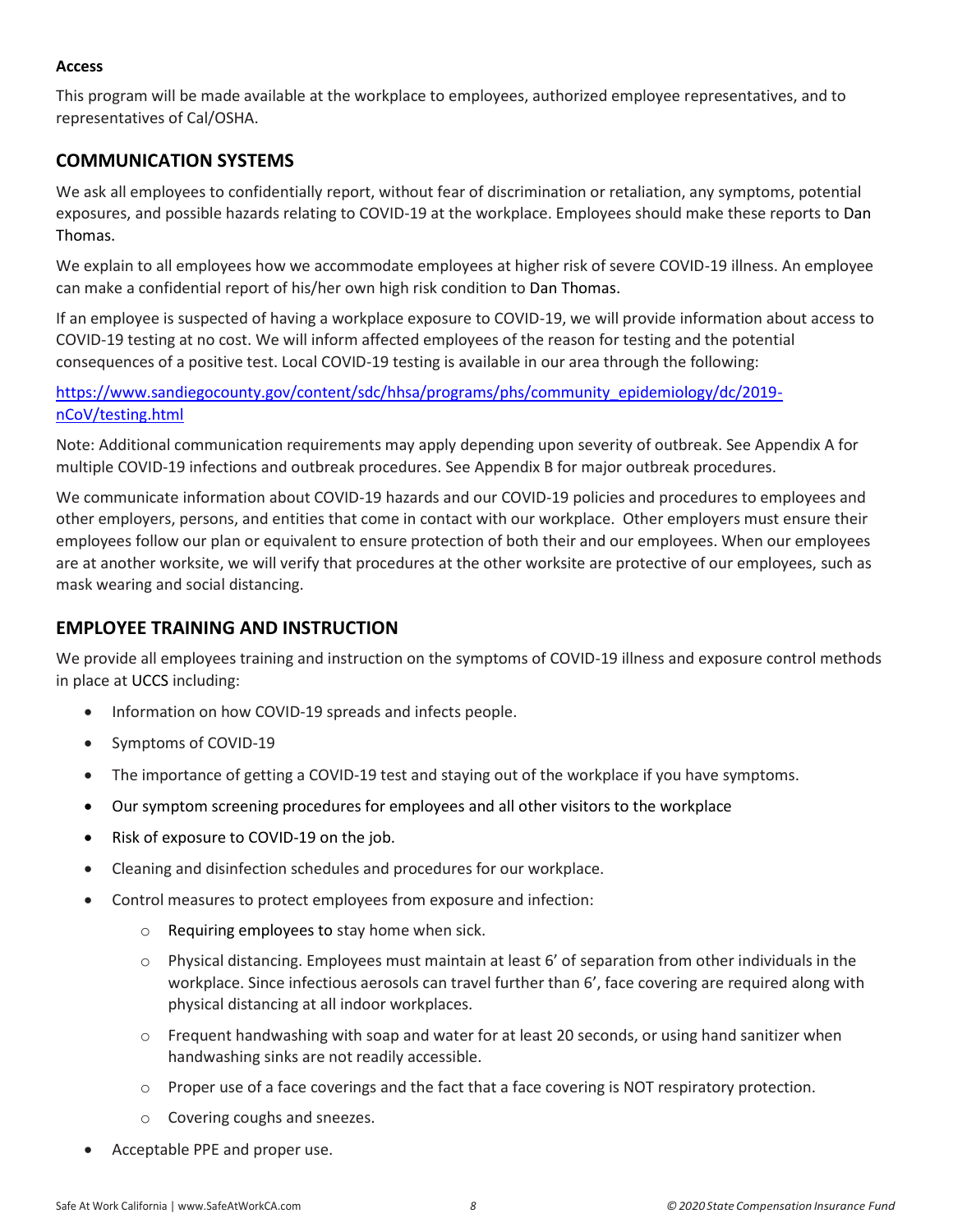**Access**

This program will be made available at the workplace to employees, authorized employee representatives, and to representatives of Cal/OSHA.

## COMMUNICATION SYSTEMS

We ask all employees to confidentially report, without fear of discrimination or retaliation, any symptoms, potential exposures, and possible hazards relating to COVID-19 at the workplace. Employees should make these reports to Dan Thomas.

We explain to all employees how we accommodate employees at higher risk of severe COVID-19 illness. An employee can make a confidential report of his/her own high risk condition to Dan Thomas.

If an employee is suspected of having a workplace exposure to COVID-19, we will provide information about access to COVID-19 testing at no cost. We will inform affected employees of the reason for testing and the potential consequences of a positive test. Local COVID-19 testing is available in our area through the following:

[https://www.sandiegocounty.gov/content/sdc/hhsa/programs/phs/community_epidemiology/dc/2019-nCoV/testing.html](https://www.sandiegocounty.gov/content/sdc/hhsa/programs/phs/community_epidemiology/dc/2019-nCoV/testing.html)

Note: Additional communication requirements may apply depending upon severity of outbreak. See Appendix A for multiple COVID-19 infections and outbreak procedures. See Appendix B for major outbreak procedures.

We communicate information about COVID-19 hazards and our COVID-19 policies and procedures to employees and other employers, persons, and entities that come in contact with our workplace. Other employers must ensure their employees follow our plan or equivalent to ensure protection of both their and our employees. When our employees are at another worksite, we will verify that procedures at the other worksite are protective of our employees, such as mask wearing and social distancing.

## EMPLOYEE TRAINING AND INSTRUCTION

We provide all employees training and instruction on the symptoms of COVID-19 illness and exposure control methods in place at UCCS including:

- Information on how COVID-19 spreads and infects people.
- Symptoms of COVID-19
- The importance of getting a COVID-19 test and staying out of the workplace if you have symptoms.
- Our symptom screening procedures for employees and all other visitors to the workplace
- Risk of exposure to COVID-19 on the job.
- Cleaning and disinfection schedules and procedures for our workplace.
- Control measures to protect employees from exposure and infection:
  - Requiring employees to stay home when sick.
  - Physical distancing. Employees must maintain at least 6' of separation from other individuals in the workplace. Since infectious aerosols can travel further than 6', face covering are required along with physical distancing at all indoor workplaces.
  - Frequent handwashing with soap and water for at least 20 seconds, or using hand sanitizer when handwashing sinks are not readily accessible.
  - Proper use of a face coverings and the fact that a face covering is NOT respiratory protection.
  - Covering coughs and sneezes.
- Acceptable PPE and proper use.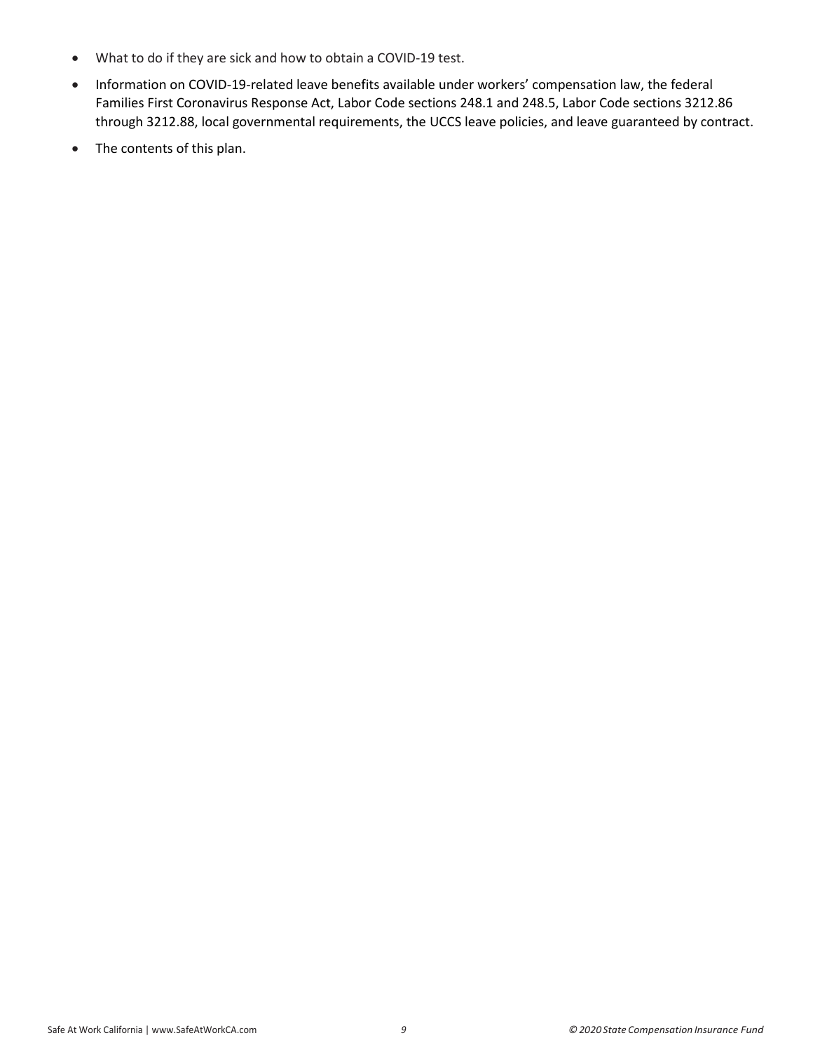- What to do if they are sick and how to obtain a COVID-19 test.
- Information on COVID-19-related leave benefits available under workers' compensation law, the federal Families First Coronavirus Response Act, Labor Code sections 248.1 and 248.5, Labor Code sections 3212.86 through 3212.88, local governmental requirements, the UCCS leave policies, and leave guaranteed by contract.
- The contents of this plan.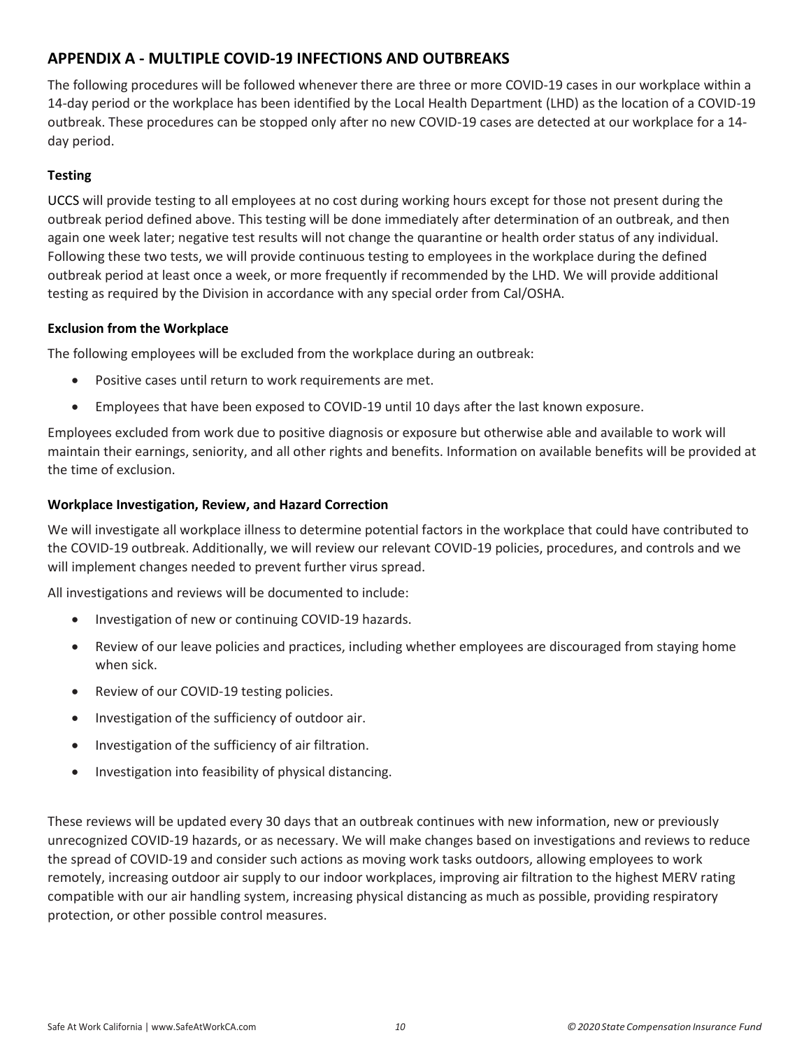## APPENDIX A - MULTIPLE COVID-19 INFECTIONS AND OUTBREAKS

The following procedures will be followed whenever there are three or more COVID-19 cases in our workplace within a 14-day period or the workplace has been identified by the Local Health Department (LHD) as the location of a COVID-19 outbreak. These procedures can be stopped only after no new COVID-19 cases are detected at our workplace for a 14-day period.

### Testing

UCCS will provide testing to all employees at no cost during working hours except for those not present during the outbreak period defined above. This testing will be done immediately after determination of an outbreak, and then again one week later; negative test results will not change the quarantine or health order status of any individual. Following these two tests, we will provide continuous testing to employees in the workplace during the defined outbreak period at least once a week, or more frequently if recommended by the LHD. We will provide additional testing as required by the Division in accordance with any special order from Cal/OSHA.

### Exclusion from the Workplace

The following employees will be excluded from the workplace during an outbreak:

- Positive cases until return to work requirements are met.
- Employees that have been exposed to COVID-19 until 10 days after the last known exposure.

Employees excluded from work due to positive diagnosis or exposure but otherwise able and available to work will maintain their earnings, seniority, and all other rights and benefits. Information on available benefits will be provided at the time of exclusion.

### Workplace Investigation, Review, and Hazard Correction

We will investigate all workplace illness to determine potential factors in the workplace that could have contributed to the COVID-19 outbreak. Additionally, we will review our relevant COVID-19 policies, procedures, and controls and we will implement changes needed to prevent further virus spread.

All investigations and reviews will be documented to include:

- Investigation of new or continuing COVID-19 hazards.
- Review of our leave policies and practices, including whether employees are discouraged from staying home when sick.
- Review of our COVID-19 testing policies.
- Investigation of the sufficiency of outdoor air.
- Investigation of the sufficiency of air filtration.
- Investigation into feasibility of physical distancing.

These reviews will be updated every 30 days that an outbreak continues with new information, new or previously unrecognized COVID-19 hazards, or as necessary. We will make changes based on investigations and reviews to reduce the spread of COVID-19 and consider such actions as moving work tasks outdoors, allowing employees to work remotely, increasing outdoor air supply to our indoor workplaces, improving air filtration to the highest MERV rating compatible with our air handling system, increasing physical distancing as much as possible, providing respiratory protection, or other possible control measures.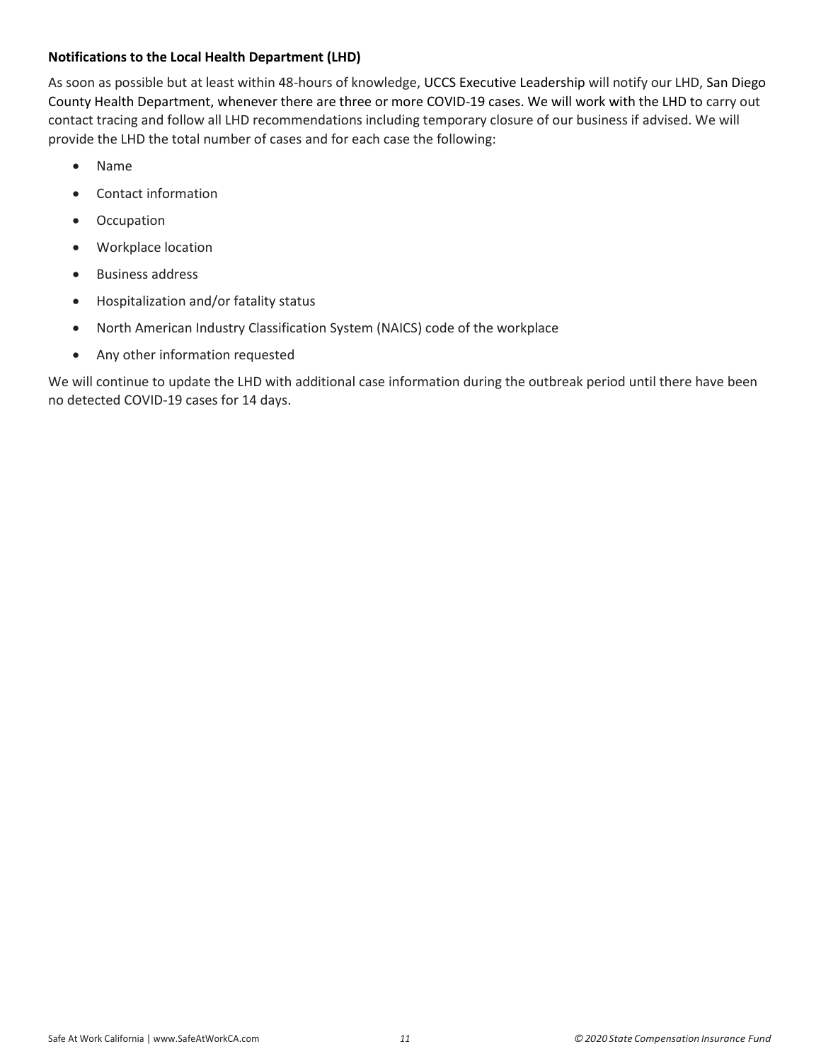**Notifications to the Local Health Department (LHD)**

As soon as possible but at least within 48-hours of knowledge, UCCS Executive Leadership will notify our LHD, San Diego County Health Department, whenever there are three or more COVID-19 cases. We will work with the LHD to carry out contact tracing and follow all LHD recommendations including temporary closure of our business if advised. We will provide the LHD the total number of cases and for each case the following:

- Name
- Contact information
- Occupation
- Workplace location
- Business address
- Hospitalization and/or fatality status
- North American Industry Classification System (NAICS) code of the workplace
- Any other information requested

We will continue to update the LHD with additional case information during the outbreak period until there have been no detected COVID-19 cases for 14 days.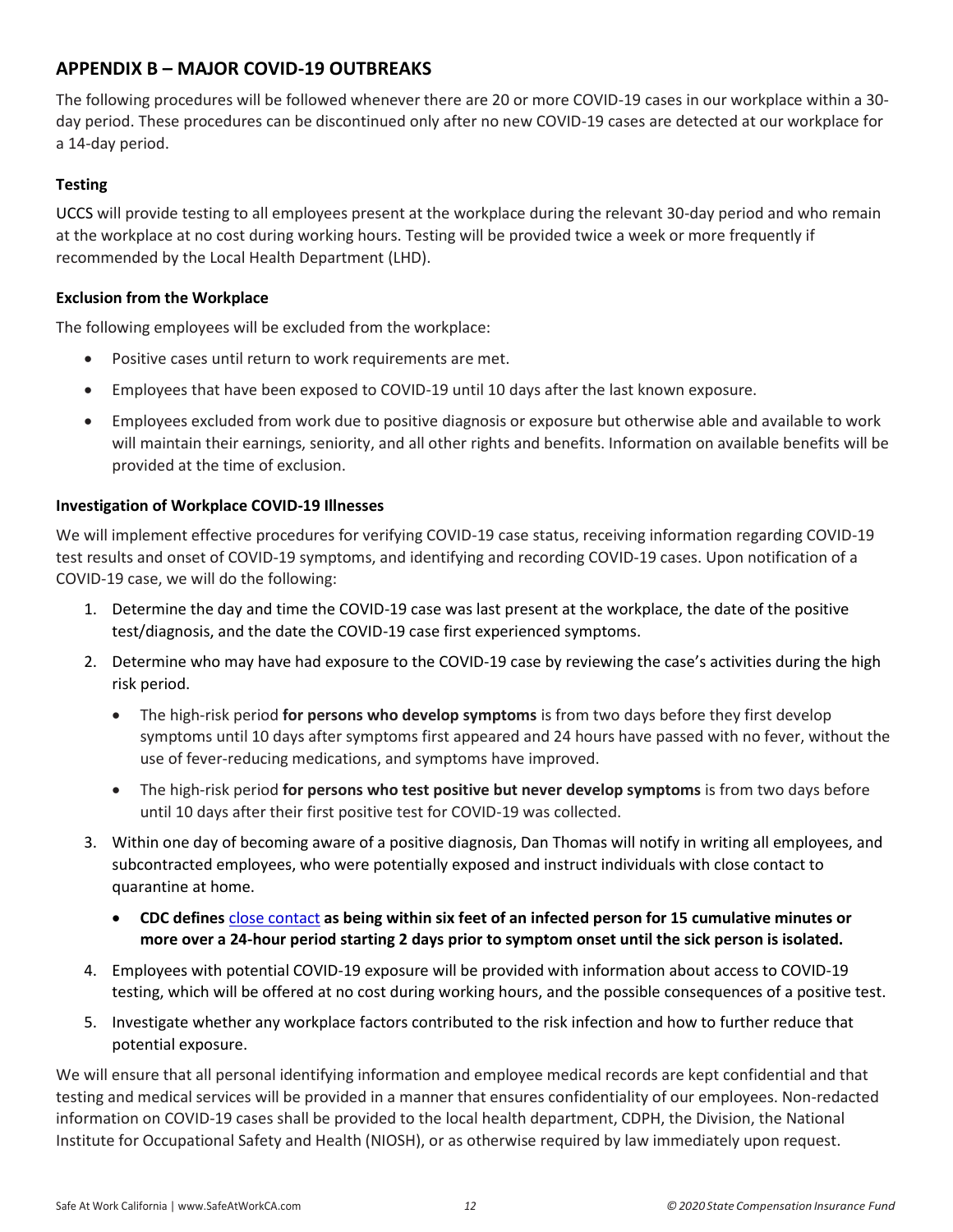## APPENDIX B – MAJOR COVID-19 OUTBREAKS

The following procedures will be followed whenever there are 20 or more COVID-19 cases in our workplace within a 30-day period. These procedures can be discontinued only after no new COVID-19 cases are detected at our workplace for a 14-day period.

### Testing

UCCS will provide testing to all employees present at the workplace during the relevant 30-day period and who remain at the workplace at no cost during working hours. Testing will be provided twice a week or more frequently if recommended by the Local Health Department (LHD).

### Exclusion from the Workplace

The following employees will be excluded from the workplace:

- Positive cases until return to work requirements are met.
- Employees that have been exposed to COVID-19 until 10 days after the last known exposure.
- Employees excluded from work due to positive diagnosis or exposure but otherwise able and available to work will maintain their earnings, seniority, and all other rights and benefits. Information on available benefits will be provided at the time of exclusion.

### Investigation of Workplace COVID-19 Illnesses

We will implement effective procedures for verifying COVID-19 case status, receiving information regarding COVID-19 test results and onset of COVID-19 symptoms, and identifying and recording COVID-19 cases. Upon notification of a COVID-19 case, we will do the following:

1. Determine the day and time the COVID-19 case was last present at the workplace, the date of the positive test/diagnosis, and the date the COVID-19 case first experienced symptoms.
2. Determine who may have had exposure to the COVID-19 case by reviewing the case's activities during the high risk period.
   - The high-risk period **for persons who develop symptoms** is from two days before they first develop symptoms until 10 days after symptoms first appeared and 24 hours have passed with no fever, without the use of fever-reducing medications, and symptoms have improved.
   - The high-risk period **for persons who test positive but never develop symptoms** is from two days before until 10 days after their first positive test for COVID-19 was collected.
3. Within one day of becoming aware of a positive diagnosis, Dan Thomas will notify in writing all employees, and subcontracted employees, who were potentially exposed and instruct individuals with close contact to quarantine at home.
   - **CDC defines close contact as being within six feet of an infected person for 15 cumulative minutes or more over a 24-hour period starting 2 days prior to symptom onset until the sick person is isolated.**
4. Employees with potential COVID-19 exposure will be provided with information about access to COVID-19 testing, which will be offered at no cost during working hours, and the possible consequences of a positive test.
5. Investigate whether any workplace factors contributed to the risk infection and how to further reduce that potential exposure.

We will ensure that all personal identifying information and employee medical records are kept confidential and that testing and medical services will be provided in a manner that ensures confidentiality of our employees. Non-redacted information on COVID-19 cases shall be provided to the local health department, CDPH, the Division, the National Institute for Occupational Safety and Health (NIOSH), or as otherwise required by law immediately upon request.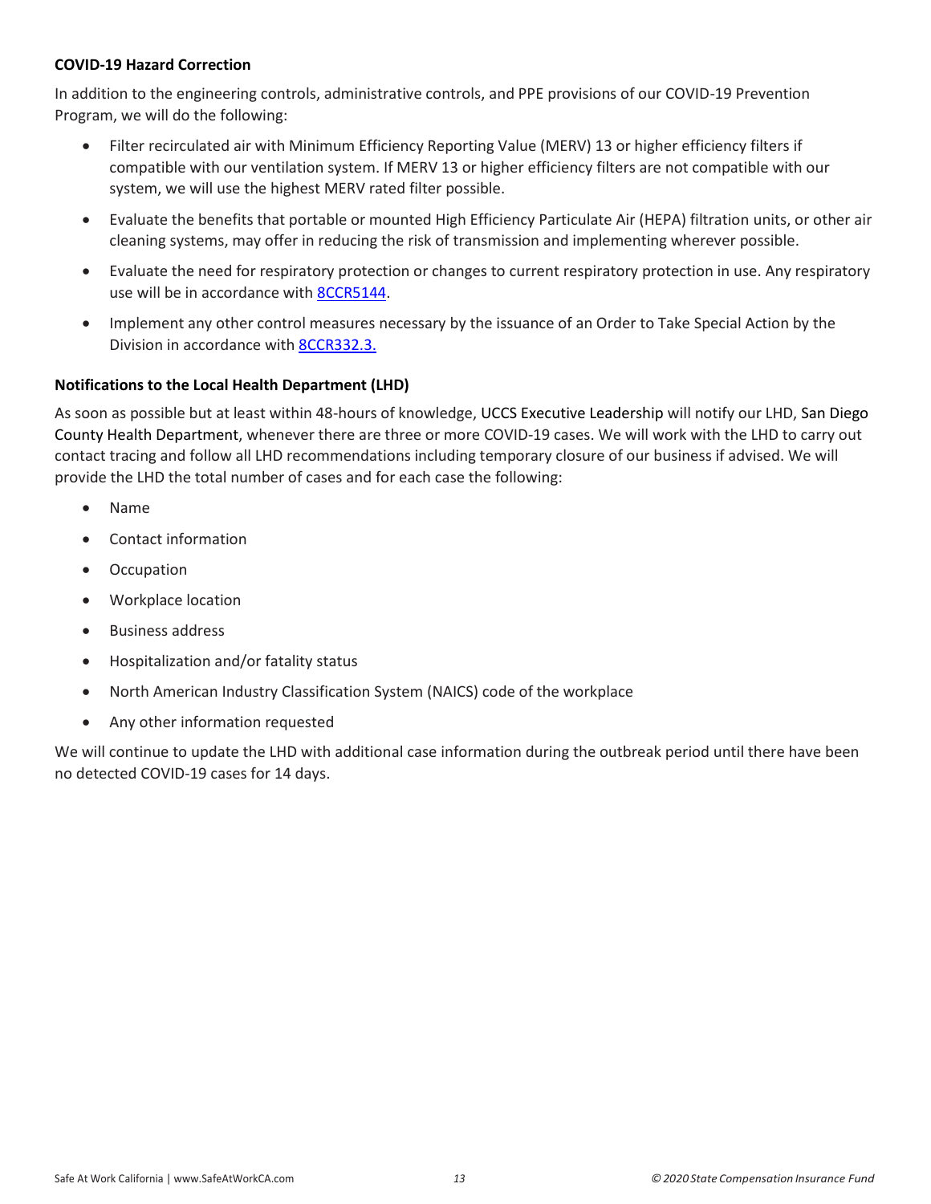**COVID-19 Hazard Correction**

In addition to the engineering controls, administrative controls, and PPE provisions of our COVID-19 Prevention Program, we will do the following:

- Filter recirculated air with Minimum Efficiency Reporting Value (MERV) 13 or higher efficiency filters if compatible with our ventilation system. If MERV 13 or higher efficiency filters are not compatible with our system, we will use the highest MERV rated filter possible.
- Evaluate the benefits that portable or mounted High Efficiency Particulate Air (HEPA) filtration units, or other air cleaning systems, may offer in reducing the risk of transmission and implementing wherever possible.
- Evaluate the need for respiratory protection or changes to current respiratory protection in use. Any respiratory use will be in accordance with 8CCR5144.
- Implement any other control measures necessary by the issuance of an Order to Take Special Action by the Division in accordance with 8CCR332.3.

**Notifications to the Local Health Department (LHD)**

As soon as possible but at least within 48-hours of knowledge, UCCS Executive Leadership will notify our LHD, San Diego County Health Department, whenever there are three or more COVID-19 cases. We will work with the LHD to carry out contact tracing and follow all LHD recommendations including temporary closure of our business if advised. We will provide the LHD the total number of cases and for each case the following:

- Name
- Contact information
- Occupation
- Workplace location
- Business address
- Hospitalization and/or fatality status
- North American Industry Classification System (NAICS) code of the workplace
- Any other information requested

We will continue to update the LHD with additional case information during the outbreak period until there have been no detected COVID-19 cases for 14 days.